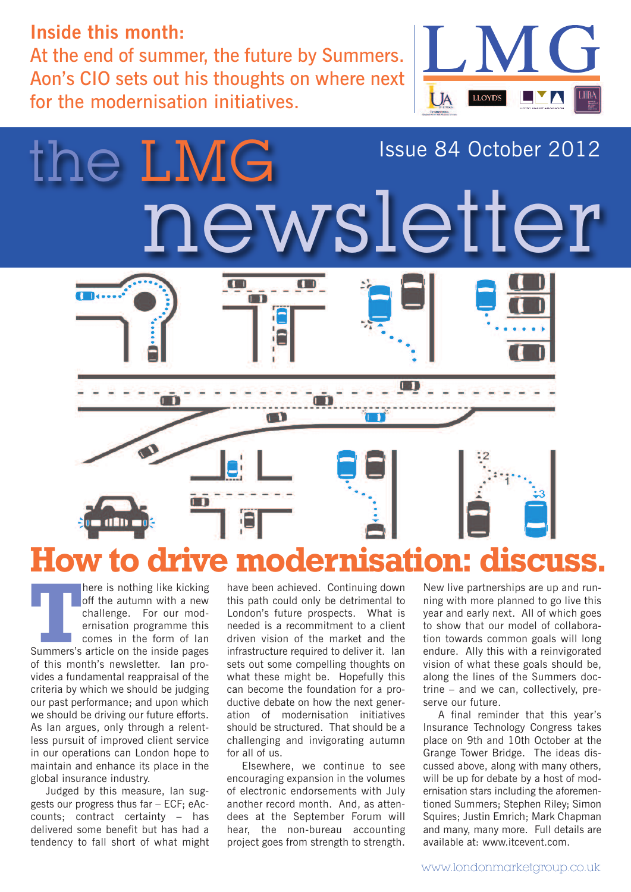**Inside this month:**
At the end of summer, the future by Summers. Aon's CIO sets out his thoughts on where next for the modernisation initiatives.

LMG

# the LMG newsletter

Issue 84 October 2012

# How to drive modernisation: discuss.

There is nothing like kicking off the autumn with a new challenge. For our modernisation programme this comes in the form of Ian Summers's article on the inside pages of this month's newsletter. Ian provides a fundamental reappraisal of the criteria by which we should be judging our past performance; and upon which we should be driving our future efforts. As Ian argues, only through a relentless pursuit of improved client service in our operations can London hope to maintain and enhance its place in the global insurance industry.

Judged by this measure, Ian suggests our progress thus far – ECF; eAccounts; contract certainty – has delivered some benefit but has had a tendency to fall short of what might have been achieved. Continuing down this path could only be detrimental to London's future prospects. What is needed is a recommitment to a client driven vision of the market and the infrastructure required to deliver it. Ian sets out some compelling thoughts on what these might be. Hopefully this can become the foundation for a productive debate on how the next generation of modernisation initiatives should be structured. That should be a challenging and invigorating autumn for all of us.

Elsewhere, we continue to see encouraging expansion in the volumes of electronic endorsements with July another record month. And, as attendees at the September Forum will hear, the non-bureau accounting project goes from strength to strength. New live partnerships are up and running with more planned to go live this year and early next. All of which goes to show that our model of collaboration towards common goals will long endure. Ally this with a reinvigorated vision of what these goals should be, along the lines of the Summers doctrine – and we can, collectively, preserve our future.

A final reminder that this year's Insurance Technology Congress takes place on 9th and 10th October at the Grange Tower Bridge. The ideas discussed above, along with many others, will be up for debate by a host of modernisation stars including the aforementioned Summers; Stephen Riley; Simon Squires; Justin Emrich; Mark Chapman and many, many more. Full details are available at: www.itcevent.com.

www.londonmarketgroup.co.uk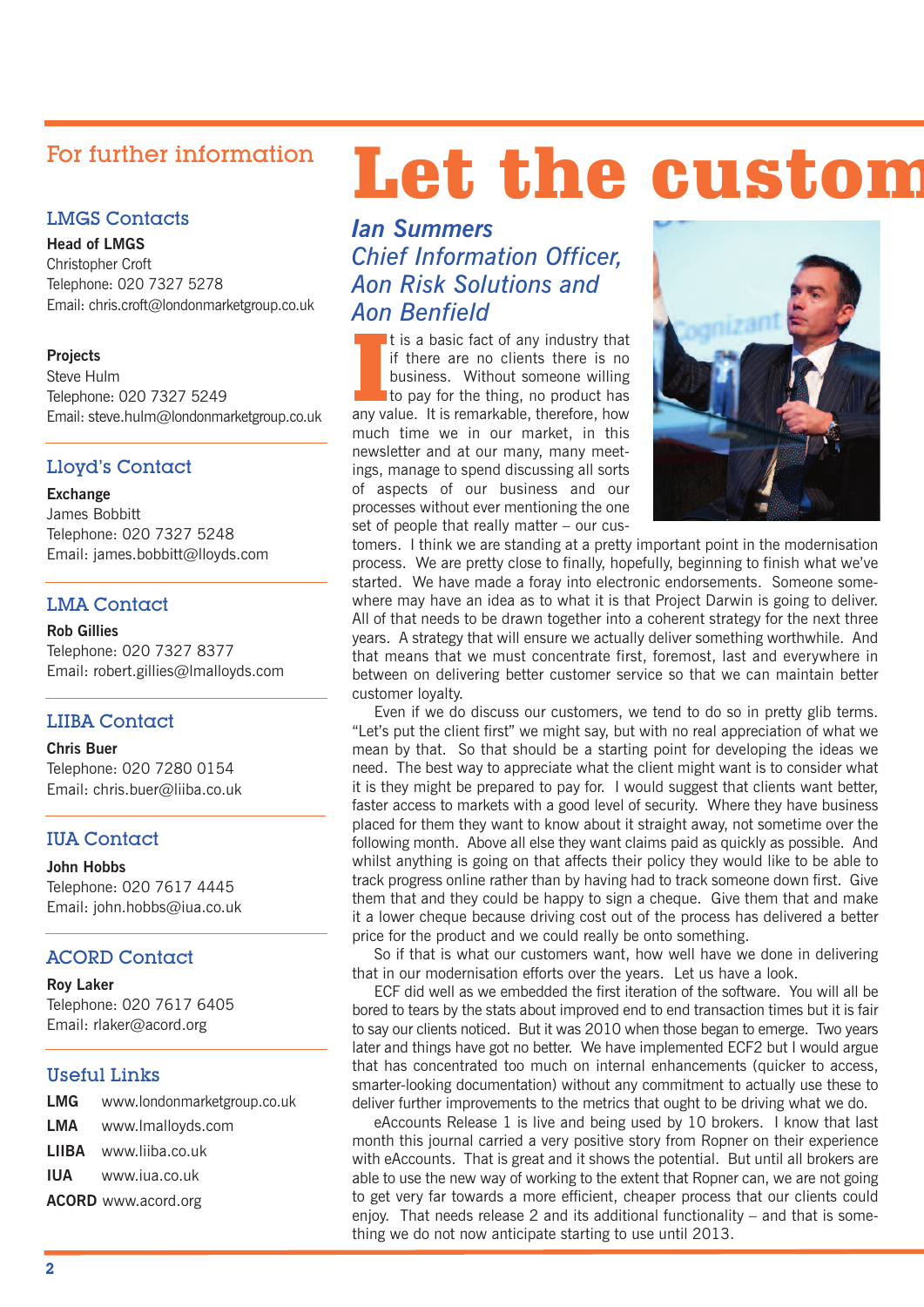## For further information

### LMGS Contacts

**Head of LMGS**
Christopher Croft
Telephone: 020 7327 5278
Email: chris.croft@londonmarketgroup.co.uk

**Projects**
Steve Hulm
Telephone: 020 7327 5249
Email: steve.hulm@londonmarketgroup.co.uk

### Lloyd's Contact

**Exchange**
James Bobbitt
Telephone: 020 7327 5248
Email: james.bobbitt@lloyds.com

### LMA Contact

**Rob Gillies**
Telephone: 020 7327 8377
Email: robert.gillies@lmalloyds.com

### LIIBA Contact

**Chris Buer**
Telephone: 020 7280 0154
Email: chris.buer@liiba.co.uk

### IUA Contact

**John Hobbs**
Telephone: 020 7617 4445
Email: john.hobbs@iua.co.uk

### ACORD Contact

**Roy Laker**
Telephone: 020 7617 6405
Email: rlaker@acord.org

### Useful Links

**LMG** www.londonmarketgroup.co.uk
**LMA** www.lmalloyds.com
**LIIBA** www.liiba.co.uk
**IUA** www.iua.co.uk
**ACORD** www.acord.org

# Let the custom

*Ian Summers*
*Chief Information Officer, Aon Risk Solutions and Aon Benfield*

It is a basic fact of any industry that if there are no clients there is no business. Without someone willing to pay for the thing, no product has any value. It is remarkable, therefore, how much time we in our market, in this newsletter and at our many, many meetings, manage to spend discussing all sorts of aspects of our business and our processes without ever mentioning the one set of people that really matter – our customers. I think we are standing at a pretty important point in the modernisation process. We are pretty close to finally, hopefully, beginning to finish what we've started. We have made a foray into electronic endorsements. Someone somewhere may have an idea as to what it is that Project Darwin is going to deliver. All of that needs to be drawn together into a coherent strategy for the next three years. A strategy that will ensure we actually deliver something worthwhile. And that means that we must concentrate first, foremost, last and everywhere in between on delivering better customer service so that we can maintain better customer loyalty.

Even if we do discuss our customers, we tend to do so in pretty glib terms. "Let's put the client first" we might say, but with no real appreciation of what we mean by that. So that should be a starting point for developing the ideas we need. The best way to appreciate what the client might want is to consider what it is they might be prepared to pay for. I would suggest that clients want better, faster access to markets with a good level of security. Where they have business placed for them they want to know about it straight away, not sometime over the following month. Above all else they want claims paid as quickly as possible. And whilst anything is going on that affects their policy they would like to be able to track progress online rather than by having had to track someone down first. Give them that and they could be happy to sign a cheque. Give them that and make it a lower cheque because driving cost out of the process has delivered a better price for the product and we could really be onto something.

So if that is what our customers want, how well have we done in delivering that in our modernisation efforts over the years. Let us have a look.

ECF did well as we embedded the first iteration of the software. You will all be bored to tears by the stats about improved end to end transaction times but it is fair to say our clients noticed. But it was 2010 when those began to emerge. Two years later and things have got no better. We have implemented ECF2 but I would argue that has concentrated too much on internal enhancements (quicker to access, smarter-looking documentation) without any commitment to actually use these to deliver further improvements to the metrics that ought to be driving what we do.

eAccounts Release 1 is live and being used by 10 brokers. I know that last month this journal carried a very positive story from Ropner on their experience with eAccounts. That is great and it shows the potential. But until all brokers are able to use the new way of working to the extent that Ropner can, we are not going to get very far towards a more efficient, cheaper process that our clients could enjoy. That needs release 2 and its additional functionality – and that is something we do not now anticipate starting to use until 2013.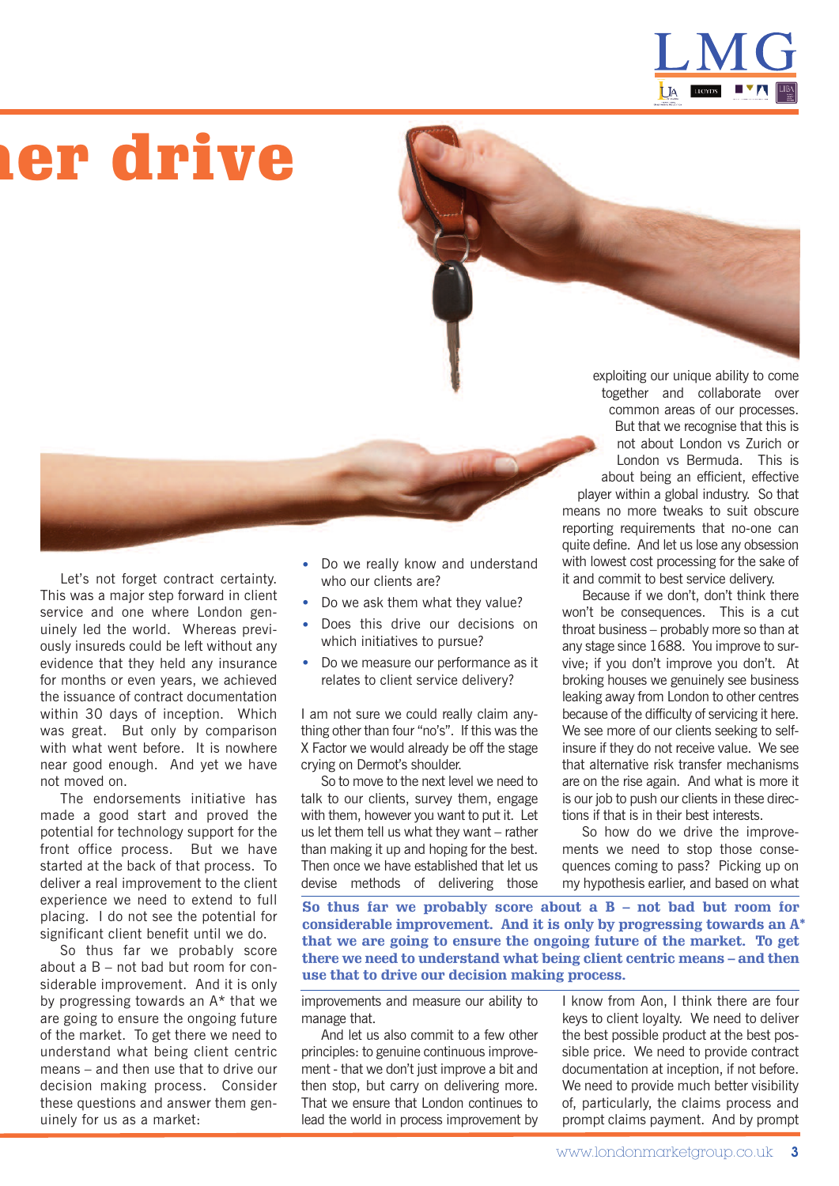# ner drive

Let's not forget contract certainty. This was a major step forward in client service and one where London genuinely led the world. Whereas previously insureds could be left without any evidence that they held any insurance for months or even years, we achieved the issuance of contract documentation within 30 days of inception. Which was great. But only by comparison with what went before. It is nowhere near good enough. And yet we have not moved on.

The endorsements initiative has made a good start and proved the potential for technology support for the front office process. But we have started at the back of that process. To deliver a real improvement to the client experience we need to extend to full placing. I do not see the potential for significant client benefit until we do.

So thus far we probably score about a B – not bad but room for considerable improvement. And it is only by progressing towards an A* that we are going to ensure the ongoing future of the market. To get there we need to understand what being client centric means – and then use that to drive our decision making process. Consider these questions and answer them genuinely for us as a market:

- Do we really know and understand who our clients are?
- Do we ask them what they value?
- Does this drive our decisions on which initiatives to pursue?
- Do we measure our performance as it relates to client service delivery?

I am not sure we could really claim anything other than four "no's". If this was the X Factor we would already be off the stage crying on Dermot's shoulder.

So to move to the next level we need to talk to our clients, survey them, engage with them, however you want to put it. Let us let them tell us what they want – rather than making it up and hoping for the best. Then once we have established that let us devise methods of delivering those improvements and measure our ability to manage that.

**So thus far we probably score about a B – not bad but room for considerable improvement. And it is only by progressing towards an A* that we are going to ensure the ongoing future of the market. To get there we need to understand what being client centric means – and then use that to drive our decision making process.**

And let us also commit to a few other principles: to genuine continuous improvement - that we don't just improve a bit and then stop, but carry on delivering more. That we ensure that London continues to lead the world in process improvement by exploiting our unique ability to come together and collaborate over common areas of our processes. But that we recognise that this is not about London vs Zurich or London vs Bermuda. This is about being an efficient, effective player within a global industry. So that means no more tweaks to suit obscure reporting requirements that no-one can quite define. And let us lose any obsession with lowest cost processing for the sake of it and commit to best service delivery.

Because if we don't, don't think there won't be consequences. This is a cut throat business – probably more so than at any stage since 1688. You improve to survive; if you don't improve you don't. At broking houses we genuinely see business leaking away from London to other centres because of the difficulty of servicing it here. We see more of our clients seeking to self-insure if they do not receive value. We see that alternative risk transfer mechanisms are on the rise again. And what is more it is our job to push our clients in these directions if that is in their best interests.

So how do we drive the improvements we need to stop those consequences coming to pass? Picking up on my hypothesis earlier, and based on what I know from Aon, I think there are four keys to client loyalty. We need to deliver the best possible product at the best possible price. We need to provide contract documentation at inception, if not before. We need to provide much better visibility of, particularly, the claims process and prompt claims payment. And by prompt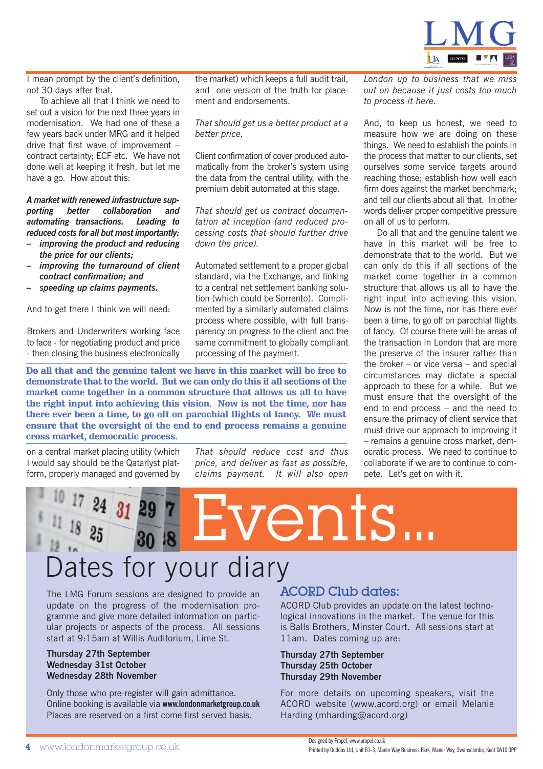I mean prompt by the client's definition, not 30 days after that.

To achieve all that I think we need to set out a vision for the next three years in modernisation. We had one of these a few years back under MRG and it helped drive that first wave of improvement – contract certainty; ECF etc. We have not done well at keeping it fresh, but let me have a go. How about this:

***A market with renewed infrastructure supporting better collaboration and automating transactions. Leading to reduced costs for all but most importantly:***

- ***improving the product and reducing the price for our clients;***
- ***improving the turnaround of client contract confirmation; and***
- ***speeding up claims payments.***

And to get there I think we will need:

Brokers and Underwriters working face to face - for negotiating product and price - then closing the business electronically on a central market placing utility (which I would say should be the Qatarlyst platform, properly managed and governed by the market) which keeps a full audit trail, and one version of the truth for placement and endorsements.

*That should get us a better product at a better price.*

Client confirmation of cover produced automatically from the broker's system using the data from the central utility, with the premium debit automated at this stage.

*That should get us contract documentation at inception (and reduced processing costs that should further drive down the price).*

Automated settlement to a proper global standard, via the Exchange, and linking to a central net settlement banking solution (which could be Sorrento). Complimented by a similarly automated claims process where possible, with full transparency on progress to the client and the same commitment to globally compliant processing of the payment.

**Do all that and the genuine talent we have in this market will be free to demonstrate that to the world. But we can only do this if all sections of the market come together in a common structure that allows us all to have the right input into achieving this vision. Now is not the time, nor has there ever been a time, to go off on parochial flights of fancy. We must ensure that the oversight of the end to end process remains a genuine cross market, democratic process.**

*That should reduce cost and thus price, and deliver as fast as possible, claims payment. It will also open London up to business that we miss out on because it just costs too much to process it here.*

And, to keep us honest, we need to measure how we are doing on these things. We need to establish the points in the process that matter to our clients, set ourselves some service targets around reaching those; establish how well each firm does against the market benchmark; and tell our clients about all that. In other words deliver proper competitive pressure on all of us to perform.

Do all that and the genuine talent we have in this market will be free to demonstrate that to the world. But we can only do this if all sections of the market come together in a common structure that allows us all to have the right input into achieving this vision. Now is not the time, nor has there ever been a time, to go off on parochial flights of fancy. Of course there will be areas of the transaction in London that are more the preserve of the insurer rather than the broker – or vice versa – and special circumstances may dictate a special approach to these for a while. But we must ensure that the oversight of the end to end process – and the need to ensure the primacy of client service that must drive our approach to improving it – remains a genuine cross market, democratic process. We need to continue to collaborate if we are to continue to compete. Let's get on with it.

# Events...

## Dates for your diary

The LMG Forum sessions are designed to provide an update on the progress of the modernisation programme and give more detailed information on particular projects or aspects of the process. All sessions start at 9:15am at Willis Auditorium, Lime St.

**Thursday 27th September**
**Wednesday 31st October**
**Wednesday 28th November**

Only those who pre-register will gain admittance.
Online booking is available via **www.londonmarketgroup.co.uk**
Places are reserved on a first come first served basis.

### ACORD Club dates:

ACORD Club provides an update on the latest technological innovations in the market. The venue for this is Balls Brothers, Minster Court. All sessions start at 11am. Dates coming up are:

**Thursday 27th September**
**Thursday 25th October**
**Thursday 29th November**

For more details on upcoming speakers, visit the ACORD website (www.acord.org) or email Melanie Harding (mharding@acord.org)

Designed by Propel, www.propel.co.uk
Printed by Quddos Ltd, Unit B1-3, Manor Way Business Park, Manor Way, Swanscombe, Kent DA10 0PP